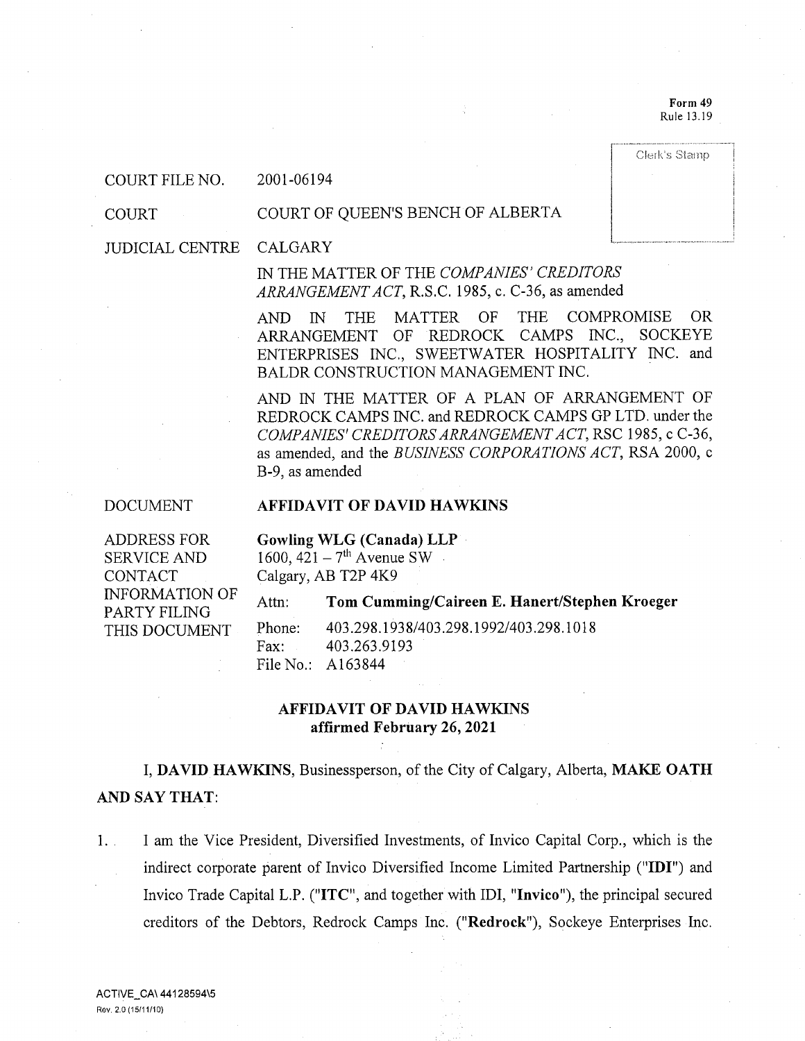Form 49
Rule 13.19

Clerk's Stamp

| | |
|---|---|
| COURT FILE NO. | 2001-06194 |
| COURT | COURT OF QUEEN'S BENCH OF ALBERTA |
| JUDICIAL CENTRE | CALGARY |
| | IN THE MATTER OF THE *COMPANIES' CREDITORS ARRANGEMENT ACT*, R.S.C. 1985, c. C-36, as amended |
| | AND IN THE MATTER OF THE COMPROMISE OR ARRANGEMENT OF REDROCK CAMPS INC., SOCKEYE ENTERPRISES INC., SWEETWATER HOSPITALITY INC. and BALDR CONSTRUCTION MANAGEMENT INC. |
| | AND IN THE MATTER OF A PLAN OF ARRANGEMENT OF REDROCK CAMPS INC. and REDROCK CAMPS GP LTD. under the *COMPANIES' CREDITORS ARRANGEMENT ACT*, RSC 1985, c C-36, as amended, and the *BUSINESS CORPORATIONS ACT*, RSA 2000, c B-9, as amended |
| DOCUMENT | **AFFIDAVIT OF DAVID HAWKINS** |
| ADDRESS FOR SERVICE AND CONTACT INFORMATION OF PARTY FILING THIS DOCUMENT | **Gowling WLG (Canada) LLP**<br>1600, 421 – 7th Avenue SW<br>Calgary, AB T2P 4K9<br>Attn: **Tom Cumming/Caireen E. Hanert/Stephen Kroeger**<br>Phone: 403.298.1938/403.298.1992/403.298.1018<br>Fax: 403.263.9193<br>File No.: A163844 |

**AFFIDAVIT OF DAVID HAWKINS**
**affirmed February 26, 2021**

I, **DAVID HAWKINS**, Businessperson, of the City of Calgary, Alberta, **MAKE OATH AND SAY THAT**:

1. I am the Vice President, Diversified Investments, of Invico Capital Corp., which is the indirect corporate parent of Invico Diversified Income Limited Partnership ("**IDI**") and Invico Trade Capital L.P. ("**ITC**", and together with IDI, "**Invico**"), the principal secured creditors of the Debtors, Redrock Camps Inc. ("**Redrock**"), Sockeye Enterprises Inc.

ACTIVE_CA\ 44128594\5
Rev. 2.0 (15/11/10)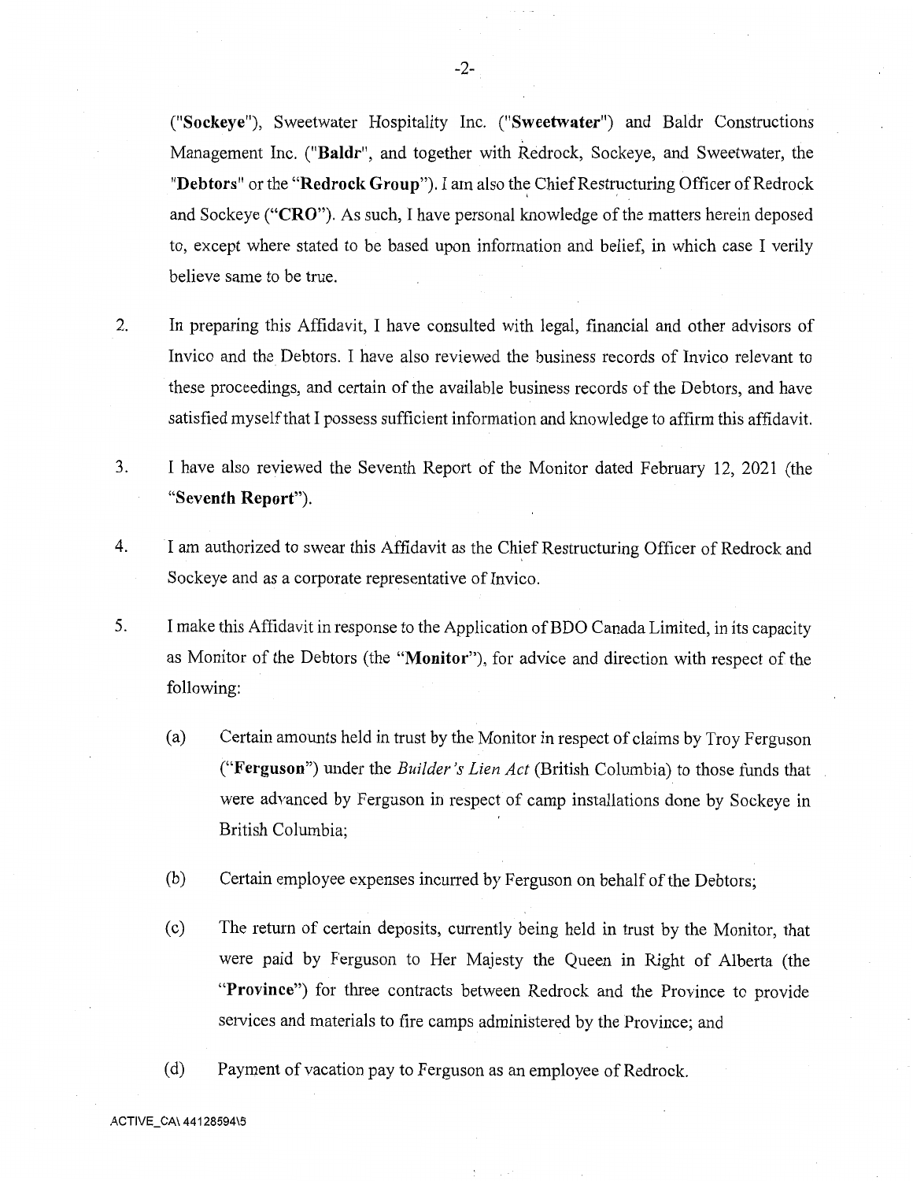("**Sockeye**"), Sweetwater Hospitality Inc. ("**Sweetwater**") and Baldr Constructions Management Inc. ("**Baldr**", and together with Redrock, Sockeye, and Sweetwater, the "**Debtors**" or the "**Redrock Group**"). I am also the Chief Restructuring Officer of Redrock and Sockeye ("**CRO**"). As such, I have personal knowledge of the matters herein deposed to, except where stated to be based upon information and belief, in which case I verily believe same to be true.

2. In preparing this Affidavit, I have consulted with legal, financial and other advisors of Invico and the Debtors. I have also reviewed the business records of Invico relevant to these proceedings, and certain of the available business records of the Debtors, and have satisfied myself that I possess sufficient information and knowledge to affirm this affidavit.

3. I have also reviewed the Seventh Report of the Monitor dated February 12, 2021 (the "**Seventh Report**").

4. I am authorized to swear this Affidavit as the Chief Restructuring Officer of Redrock and Sockeye and as a corporate representative of Invico.

5. I make this Affidavit in response to the Application of BDO Canada Limited, in its capacity as Monitor of the Debtors (the "**Monitor**"), for advice and direction with respect of the following:

   (a) Certain amounts held in trust by the Monitor in respect of claims by Troy Ferguson ("**Ferguson**") under the *Builder's Lien Act* (British Columbia) to those funds that were advanced by Ferguson in respect of camp installations done by Sockeye in British Columbia;

   (b) Certain employee expenses incurred by Ferguson on behalf of the Debtors;

   (c) The return of certain deposits, currently being held in trust by the Monitor, that were paid by Ferguson to Her Majesty the Queen in Right of Alberta (the "**Province**") for three contracts between Redrock and the Province to provide services and materials to fire camps administered by the Province; and

   (d) Payment of vacation pay to Ferguson as an employee of Redrock.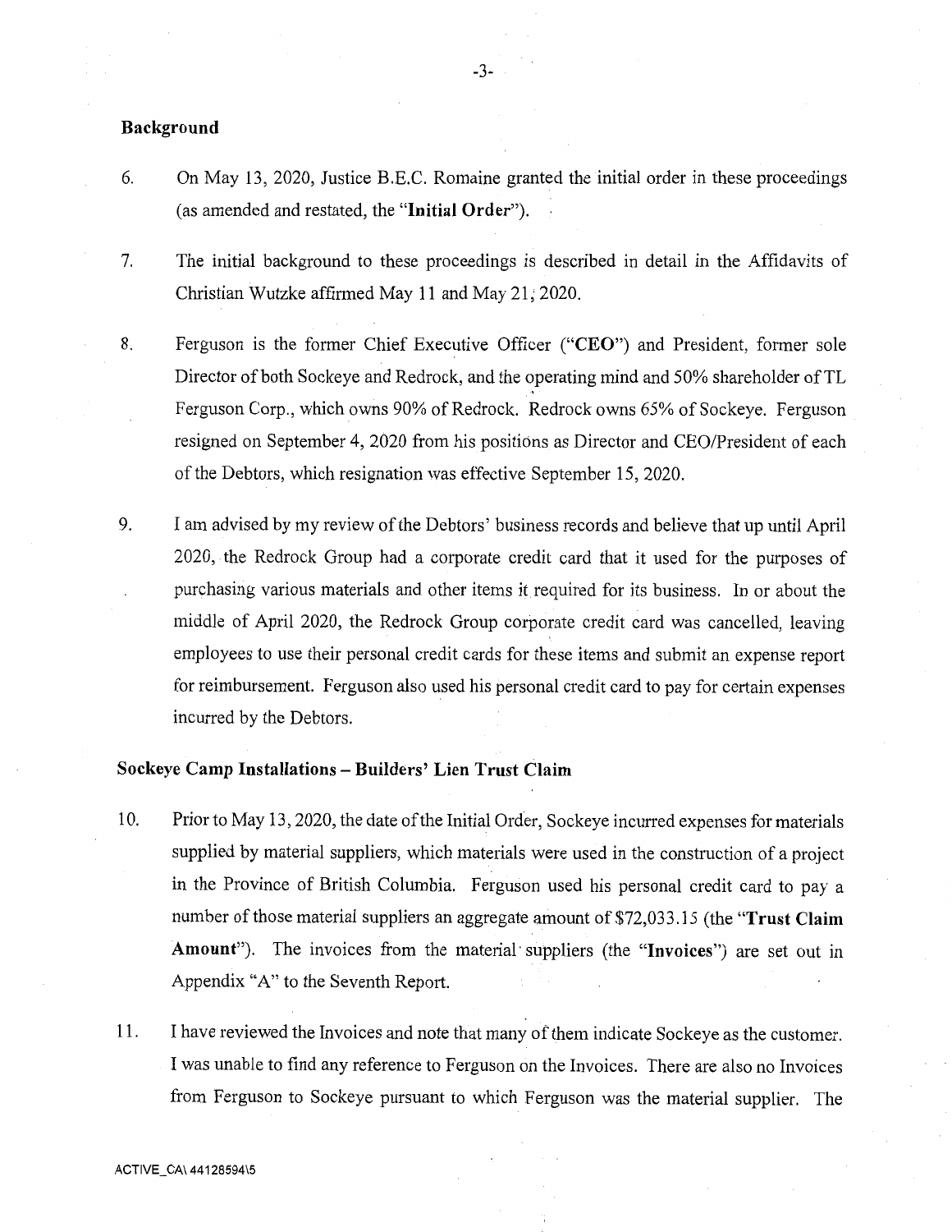## Background

6. On May 13, 2020, Justice B.E.C. Romaine granted the initial order in these proceedings (as amended and restated, the "**Initial Order**").

7. The initial background to these proceedings is described in detail in the Affidavits of Christian Wutzke affirmed May 11 and May 21, 2020.

8. Ferguson is the former Chief Executive Officer ("**CEO**") and President, former sole Director of both Sockeye and Redrock, and the operating mind and 50% shareholder of TL Ferguson Corp., which owns 90% of Redrock. Redrock owns 65% of Sockeye. Ferguson resigned on September 4, 2020 from his positions as Director and CEO/President of each of the Debtors, which resignation was effective September 15, 2020.

9. I am advised by my review of the Debtors' business records and believe that up until April 2020, the Redrock Group had a corporate credit card that it used for the purposes of purchasing various materials and other items it required for its business. In or about the middle of April 2020, the Redrock Group corporate credit card was cancelled, leaving employees to use their personal credit cards for these items and submit an expense report for reimbursement. Ferguson also used his personal credit card to pay for certain expenses incurred by the Debtors.

## Sockeye Camp Installations – Builders' Lien Trust Claim

10. Prior to May 13, 2020, the date of the Initial Order, Sockeye incurred expenses for materials supplied by material suppliers, which materials were used in the construction of a project in the Province of British Columbia. Ferguson used his personal credit card to pay a number of those material suppliers an aggregate amount of $72,033.15 (the "**Trust Claim Amount**"). The invoices from the material suppliers (the "**Invoices**") are set out in Appendix "A" to the Seventh Report.

11. I have reviewed the Invoices and note that many of them indicate Sockeye as the customer. I was unable to find any reference to Ferguson on the Invoices. There are also no Invoices from Ferguson to Sockeye pursuant to which Ferguson was the material supplier. The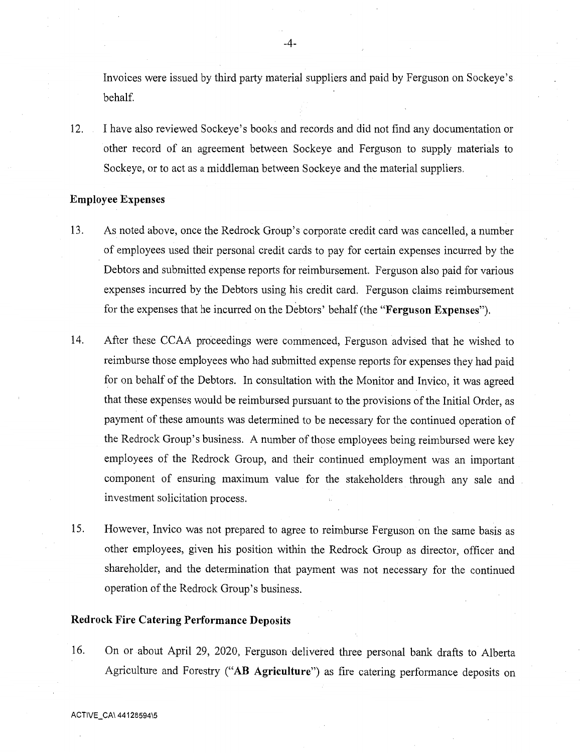Invoices were issued by third party material suppliers and paid by Ferguson on Sockeye's behalf.

12. I have also reviewed Sockeye's books and records and did not find any documentation or other record of an agreement between Sockeye and Ferguson to supply materials to Sockeye, or to act as a middleman between Sockeye and the material suppliers.

### Employee Expenses

13. As noted above, once the Redrock Group's corporate credit card was cancelled, a number of employees used their personal credit cards to pay for certain expenses incurred by the Debtors and submitted expense reports for reimbursement. Ferguson also paid for various expenses incurred by the Debtors using his credit card. Ferguson claims reimbursement for the expenses that he incurred on the Debtors' behalf (the "**Ferguson Expenses**").

14. After these CCAA proceedings were commenced, Ferguson advised that he wished to reimburse those employees who had submitted expense reports for expenses they had paid for on behalf of the Debtors. In consultation with the Monitor and Invico, it was agreed that these expenses would be reimbursed pursuant to the provisions of the Initial Order, as payment of these amounts was determined to be necessary for the continued operation of the Redrock Group's business. A number of those employees being reimbursed were key employees of the Redrock Group, and their continued employment was an important component of ensuring maximum value for the stakeholders through any sale and investment solicitation process.

15. However, Invico was not prepared to agree to reimburse Ferguson on the same basis as other employees, given his position within the Redrock Group as director, officer and shareholder, and the determination that payment was not necessary for the continued operation of the Redrock Group's business.

### Redrock Fire Catering Performance Deposits

16. On or about April 29, 2020, Ferguson delivered three personal bank drafts to Alberta Agriculture and Forestry ("**AB Agriculture**") as fire catering performance deposits on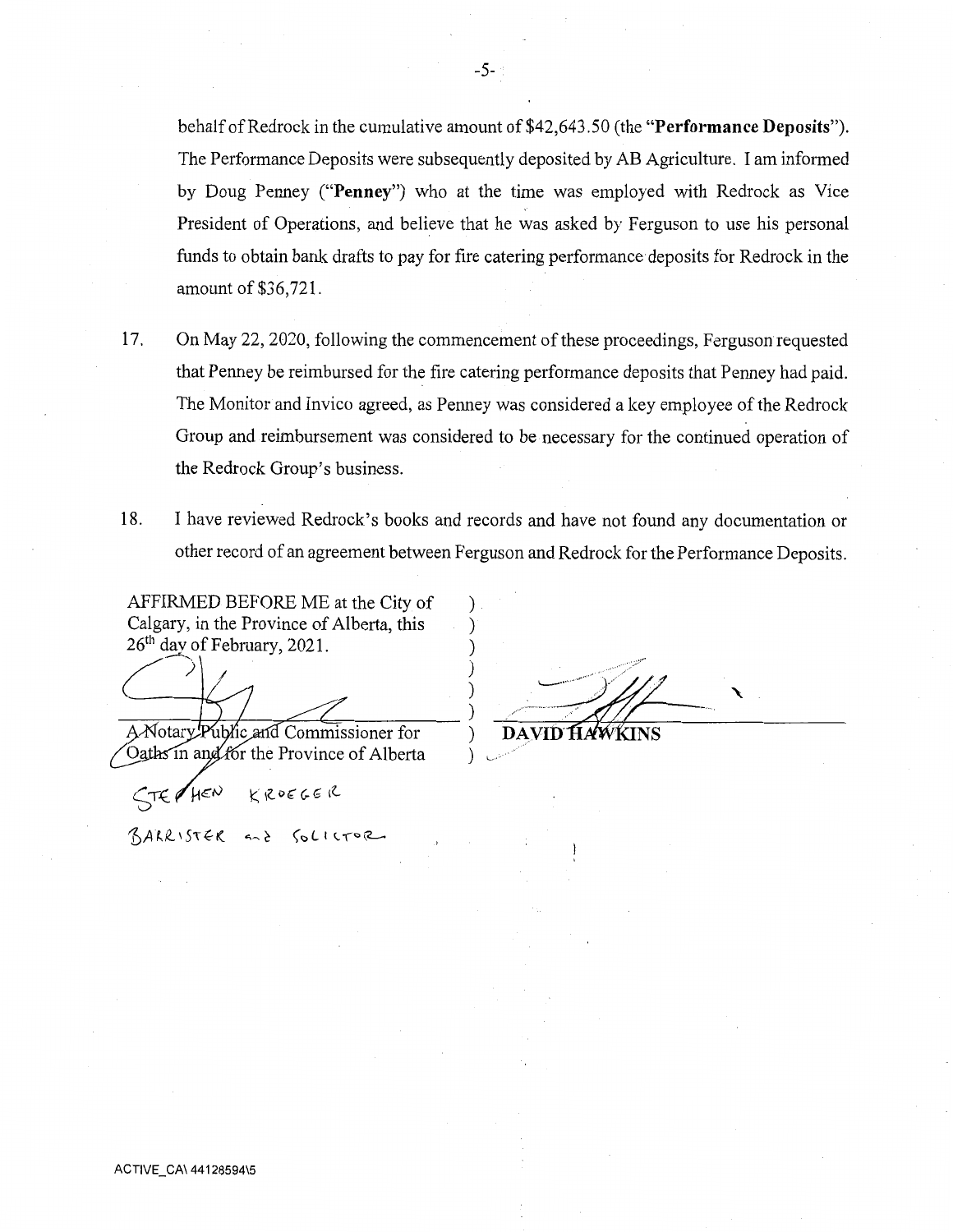behalf of Redrock in the cumulative amount of $42,643.50 (the "**Performance Deposits**"). The Performance Deposits were subsequently deposited by AB Agriculture. I am informed by Doug Penney ("**Penney**") who at the time was employed with Redrock as Vice President of Operations, and believe that he was asked by Ferguson to use his personal funds to obtain bank drafts to pay for fire catering performance deposits for Redrock in the amount of $36,721.

17. On May 22, 2020, following the commencement of these proceedings, Ferguson requested that Penney be reimbursed for the fire catering performance deposits that Penney had paid. The Monitor and Invico agreed, as Penney was considered a key employee of the Redrock Group and reimbursement was considered to be necessary for the continued operation of the Redrock Group's business.

18. I have reviewed Redrock's books and records and have not found any documentation or other record of an agreement between Ferguson and Redrock for the Performance Deposits.

AFFIRMED BEFORE ME at the City of Calgary, in the Province of Alberta, this 26th day of February, 2021.

A Notary Public and Commissioner for Oaths in and for the Province of Alberta

STEPHEN KROEGER

BARRISTER and SOLICITOR

**DAVID HAWKINS**

ACTIVE_CA\ 44128594\5